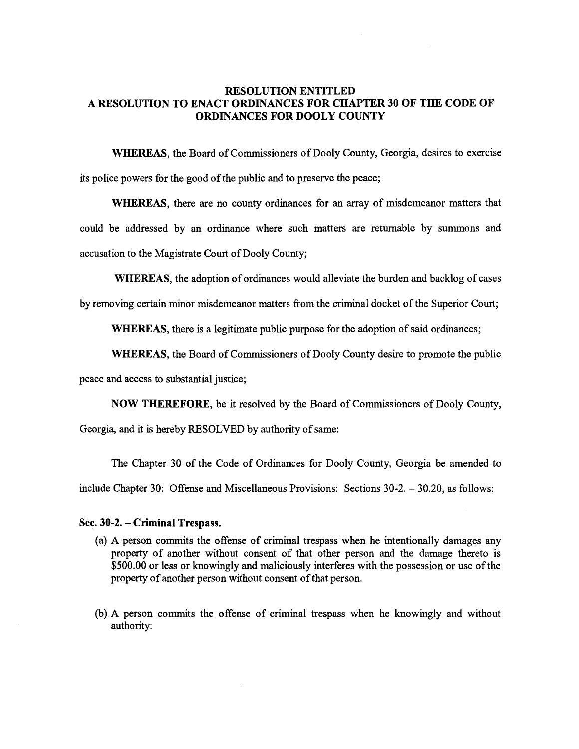# RESOLUTION ENTITLED
# A RESOLUTION TO ENACT ORDINANCES FOR CHAPTER 30 OF THE CODE OF ORDINANCES FOR DOOLY COUNTY

**WHEREAS**, the Board of Commissioners of Dooly County, Georgia, desires to exercise its police powers for the good of the public and to preserve the peace;

**WHEREAS**, there are no county ordinances for an array of misdemeanor matters that could be addressed by an ordinance where such matters are returnable by summons and accusation to the Magistrate Court of Dooly County;

**WHEREAS**, the adoption of ordinances would alleviate the burden and backlog of cases by removing certain minor misdemeanor matters from the criminal docket of the Superior Court;

**WHEREAS**, there is a legitimate public purpose for the adoption of said ordinances;

**WHEREAS**, the Board of Commissioners of Dooly County desire to promote the public peace and access to substantial justice;

**NOW THEREFORE**, be it resolved by the Board of Commissioners of Dooly County, Georgia, and it is hereby RESOLVED by authority of same:

The Chapter 30 of the Code of Ordinances for Dooly County, Georgia be amended to include Chapter 30: Offense and Miscellaneous Provisions: Sections 30-2. – 30.20, as follows:

**Sec. 30-2. – Criminal Trespass.**

(a) A person commits the offense of criminal trespass when he intentionally damages any property of another without consent of that other person and the damage thereto is $500.00 or less or knowingly and maliciously interferes with the possession or use of the property of another person without consent of that person.

(b) A person commits the offense of criminal trespass when he knowingly and without authority: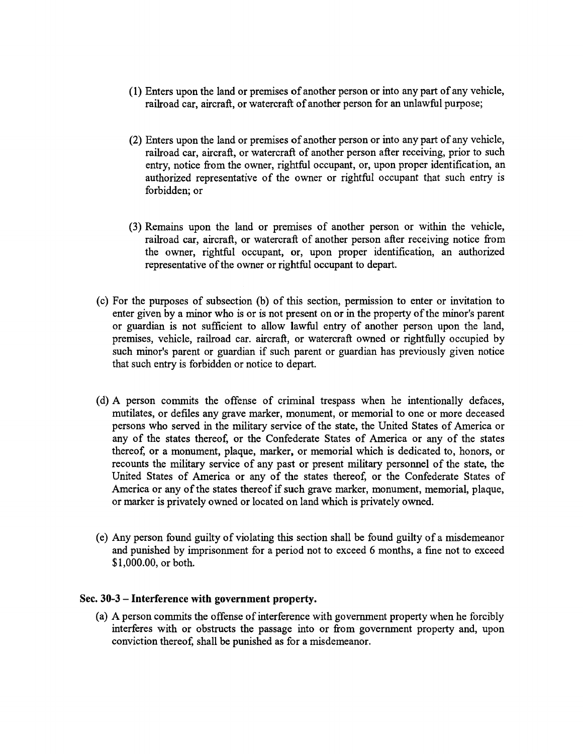(1) Enters upon the land or premises of another person or into any part of any vehicle, railroad car, aircraft, or watercraft of another person for an unlawful purpose;

(2) Enters upon the land or premises of another person or into any part of any vehicle, railroad car, aircraft, or watercraft of another person after receiving, prior to such entry, notice from the owner, rightful occupant, or, upon proper identification, an authorized representative of the owner or rightful occupant that such entry is forbidden; or

(3) Remains upon the land or premises of another person or within the vehicle, railroad car, aircraft, or watercraft of another person after receiving notice from the owner, rightful occupant, or, upon proper identification, an authorized representative of the owner or rightful occupant to depart.

(c) For the purposes of subsection (b) of this section, permission to enter or invitation to enter given by a minor who is or is not present on or in the property of the minor's parent or guardian is not sufficient to allow lawful entry of another person upon the land, premises, vehicle, railroad car. aircraft, or watercraft owned or rightfully occupied by such minor's parent or guardian if such parent or guardian has previously given notice that such entry is forbidden or notice to depart.

(d) A person commits the offense of criminal trespass when he intentionally defaces, mutilates, or defiles any grave marker, monument, or memorial to one or more deceased persons who served in the military service of the state, the United States of America or any of the states thereof, or the Confederate States of America or any of the states thereof, or a monument, plaque, marker, or memorial which is dedicated to, honors, or recounts the military service of any past or present military personnel of the state, the United States of America or any of the states thereof, or the Confederate States of America or any of the states thereof if such grave marker, monument, memorial, plaque, or marker is privately owned or located on land which is privately owned.

(e) Any person found guilty of violating this section shall be found guilty of a misdemeanor and punished by imprisonment for a period not to exceed 6 months, a fine not to exceed $1,000.00, or both.

**Sec. 30-3 – Interference with government property.**

(a) A person commits the offense of interference with government property when he forcibly interferes with or obstructs the passage into or from government property and, upon conviction thereof, shall be punished as for a misdemeanor.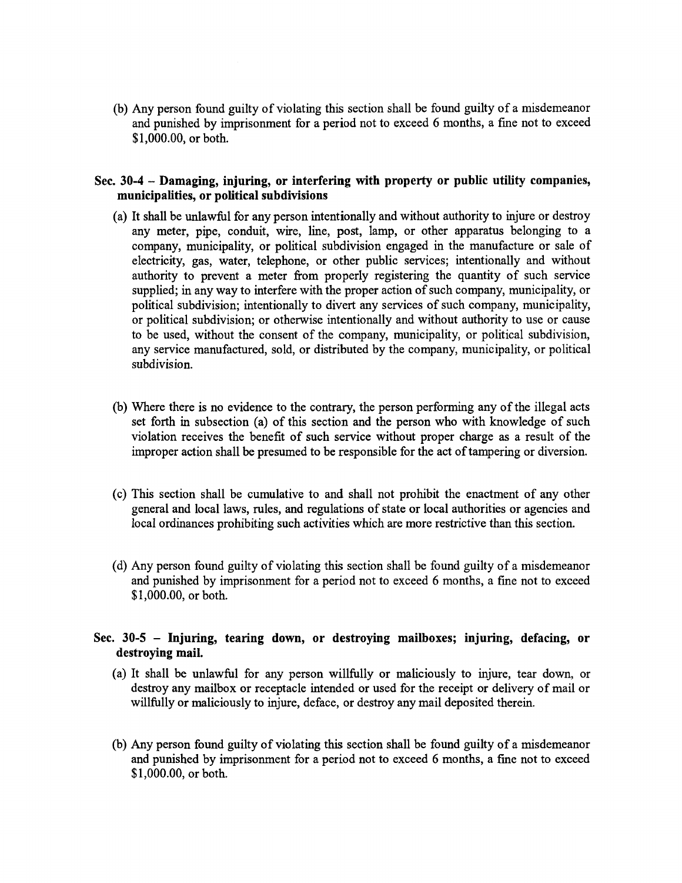(b) Any person found guilty of violating this section shall be found guilty of a misdemeanor and punished by imprisonment for a period not to exceed 6 months, a fine not to exceed $1,000.00, or both.

### Sec. 30-4 – Damaging, injuring, or interfering with property or public utility companies, municipalities, or political subdivisions

(a) It shall be unlawful for any person intentionally and without authority to injure or destroy any meter, pipe, conduit, wire, line, post, lamp, or other apparatus belonging to a company, municipality, or political subdivision engaged in the manufacture or sale of electricity, gas, water, telephone, or other public services; intentionally and without authority to prevent a meter from properly registering the quantity of such service supplied; in any way to interfere with the proper action of such company, municipality, or political subdivision; intentionally to divert any services of such company, municipality, or political subdivision; or otherwise intentionally and without authority to use or cause to be used, without the consent of the company, municipality, or political subdivision, any service manufactured, sold, or distributed by the company, municipality, or political subdivision.

(b) Where there is no evidence to the contrary, the person performing any of the illegal acts set forth in subsection (a) of this section and the person who with knowledge of such violation receives the benefit of such service without proper charge as a result of the improper action shall be presumed to be responsible for the act of tampering or diversion.

(c) This section shall be cumulative to and shall not prohibit the enactment of any other general and local laws, rules, and regulations of state or local authorities or agencies and local ordinances prohibiting such activities which are more restrictive than this section.

(d) Any person found guilty of violating this section shall be found guilty of a misdemeanor and punished by imprisonment for a period not to exceed 6 months, a fine not to exceed $1,000.00, or both.

### Sec. 30-5 – Injuring, tearing down, or destroying mailboxes; injuring, defacing, or destroying mail.

(a) It shall be unlawful for any person willfully or maliciously to injure, tear down, or destroy any mailbox or receptacle intended or used for the receipt or delivery of mail or willfully or maliciously to injure, deface, or destroy any mail deposited therein.

(b) Any person found guilty of violating this section shall be found guilty of a misdemeanor and punished by imprisonment for a period not to exceed 6 months, a fine not to exceed $1,000.00, or both.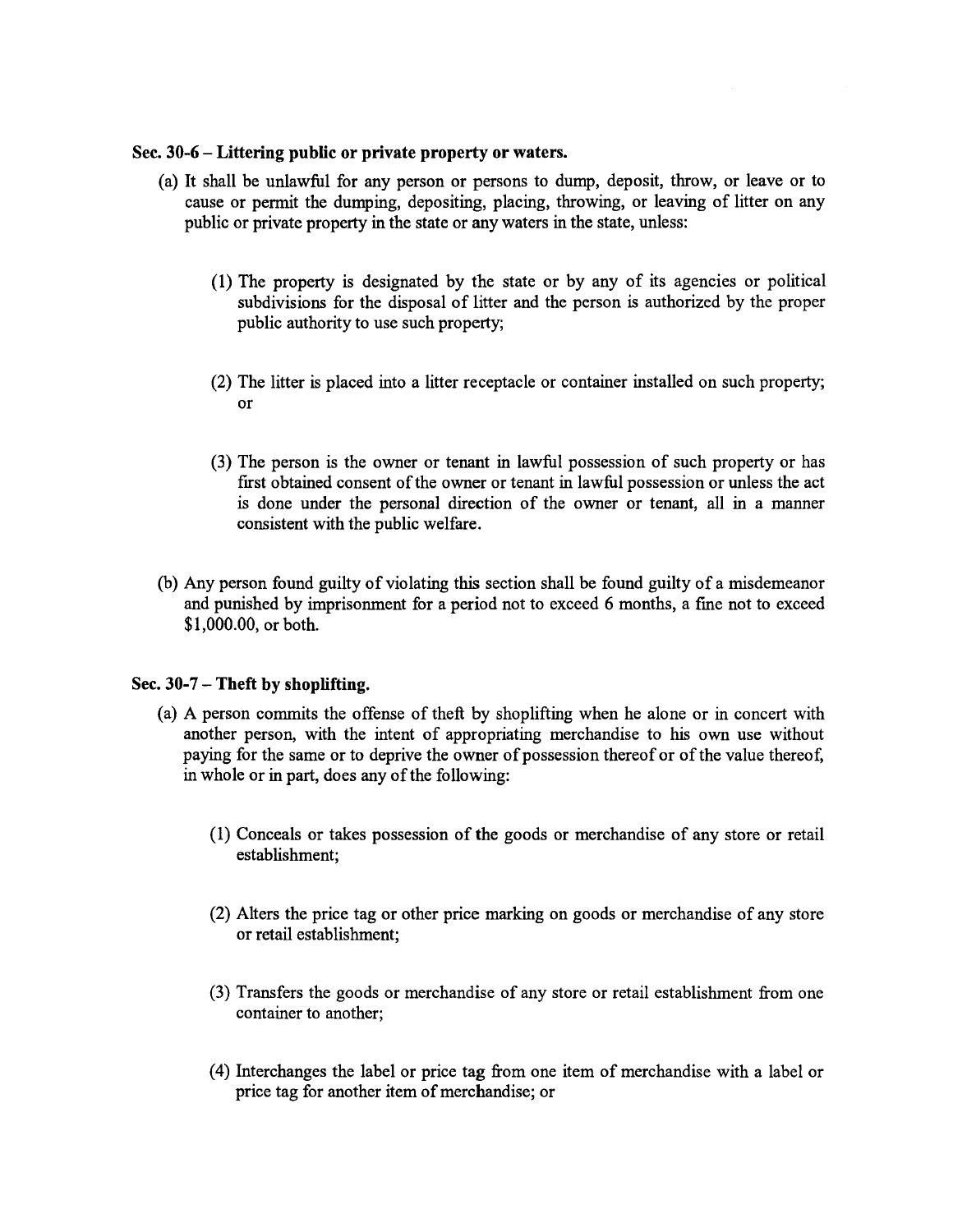**Sec. 30-6 – Littering public or private property or waters.**

(a) It shall be unlawful for any person or persons to dump, deposit, throw, or leave or to cause or permit the dumping, depositing, placing, throwing, or leaving of litter on any public or private property in the state or any waters in the state, unless:

(1) The property is designated by the state or by any of its agencies or political subdivisions for the disposal of litter and the person is authorized by the proper public authority to use such property;

(2) The litter is placed into a litter receptacle or container installed on such property; or

(3) The person is the owner or tenant in lawful possession of such property or has first obtained consent of the owner or tenant in lawful possession or unless the act is done under the personal direction of the owner or tenant, all in a manner consistent with the public welfare.

(b) Any person found guilty of violating this section shall be found guilty of a misdemeanor and punished by imprisonment for a period not to exceed 6 months, a fine not to exceed $1,000.00, or both.

**Sec. 30-7 – Theft by shoplifting.**

(a) A person commits the offense of theft by shoplifting when he alone or in concert with another person, with the intent of appropriating merchandise to his own use without paying for the same or to deprive the owner of possession thereof or of the value thereof, in whole or in part, does any of the following:

(1) Conceals or takes possession of the goods or merchandise of any store or retail establishment;

(2) Alters the price tag or other price marking on goods or merchandise of any store or retail establishment;

(3) Transfers the goods or merchandise of any store or retail establishment from one container to another;

(4) Interchanges the label or price tag from one item of merchandise with a label or price tag for another item of merchandise; or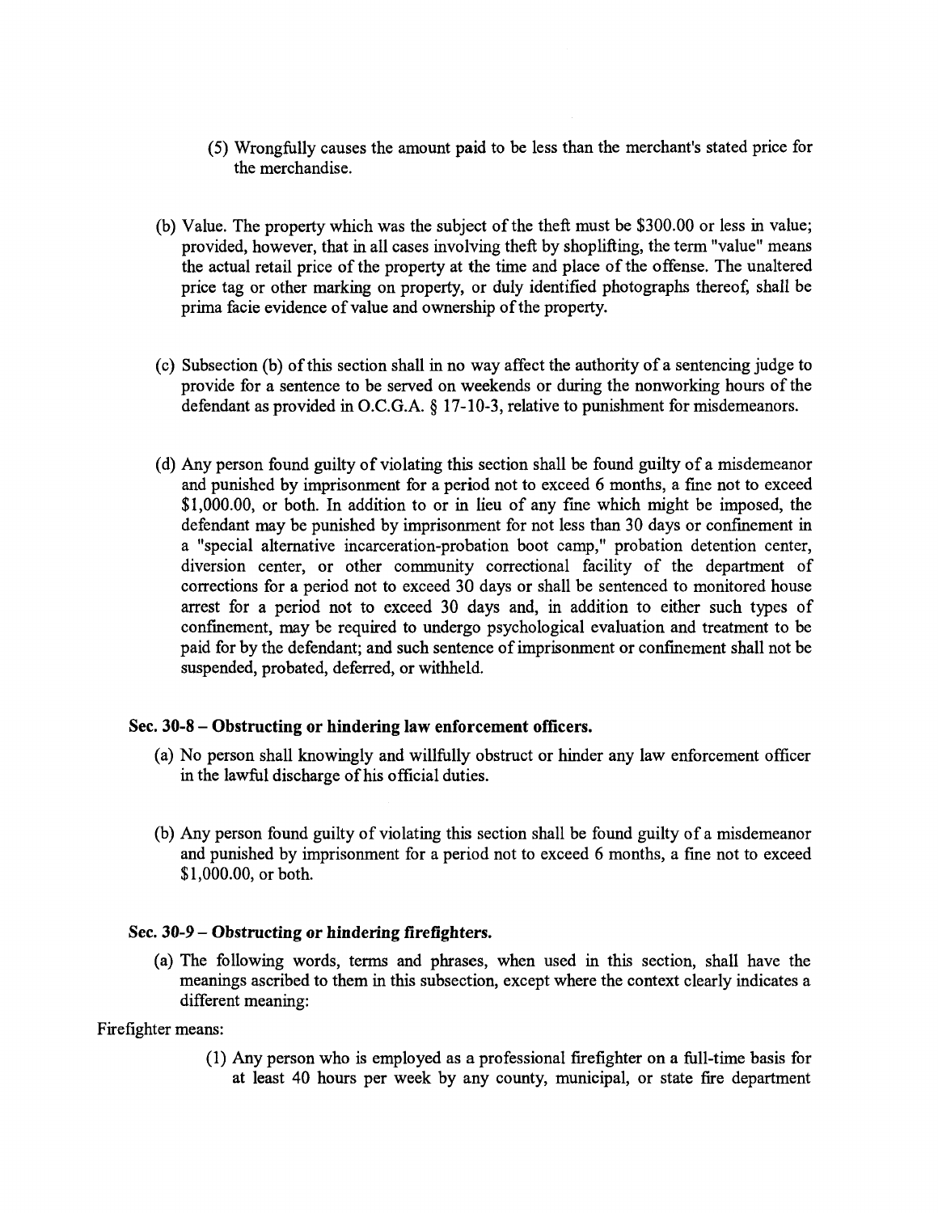(5) Wrongfully causes the amount paid to be less than the merchant's stated price for the merchandise.

(b) Value. The property which was the subject of the theft must be $300.00 or less in value; provided, however, that in all cases involving theft by shoplifting, the term "value" means the actual retail price of the property at the time and place of the offense. The unaltered price tag or other marking on property, or duly identified photographs thereof, shall be prima facie evidence of value and ownership of the property.

(c) Subsection (b) of this section shall in no way affect the authority of a sentencing judge to provide for a sentence to be served on weekends or during the nonworking hours of the defendant as provided in O.C.G.A. § 17-10-3, relative to punishment for misdemeanors.

(d) Any person found guilty of violating this section shall be found guilty of a misdemeanor and punished by imprisonment for a period not to exceed 6 months, a fine not to exceed $1,000.00, or both. In addition to or in lieu of any fine which might be imposed, the defendant may be punished by imprisonment for not less than 30 days or confinement in a "special alternative incarceration-probation boot camp," probation detention center, diversion center, or other community correctional facility of the department of corrections for a period not to exceed 30 days or shall be sentenced to monitored house arrest for a period not to exceed 30 days and, in addition to either such types of confinement, may be required to undergo psychological evaluation and treatment to be paid for by the defendant; and such sentence of imprisonment or confinement shall not be suspended, probated, deferred, or withheld.

### Sec. 30-8 – Obstructing or hindering law enforcement officers.

(a) No person shall knowingly and willfully obstruct or hinder any law enforcement officer in the lawful discharge of his official duties.

(b) Any person found guilty of violating this section shall be found guilty of a misdemeanor and punished by imprisonment for a period not to exceed 6 months, a fine not to exceed $1,000.00, or both.

### Sec. 30-9 – Obstructing or hindering firefighters.

(a) The following words, terms and phrases, when used in this section, shall have the meanings ascribed to them in this subsection, except where the context clearly indicates a different meaning:

Firefighter means:

(1) Any person who is employed as a professional firefighter on a full-time basis for at least 40 hours per week by any county, municipal, or state fire department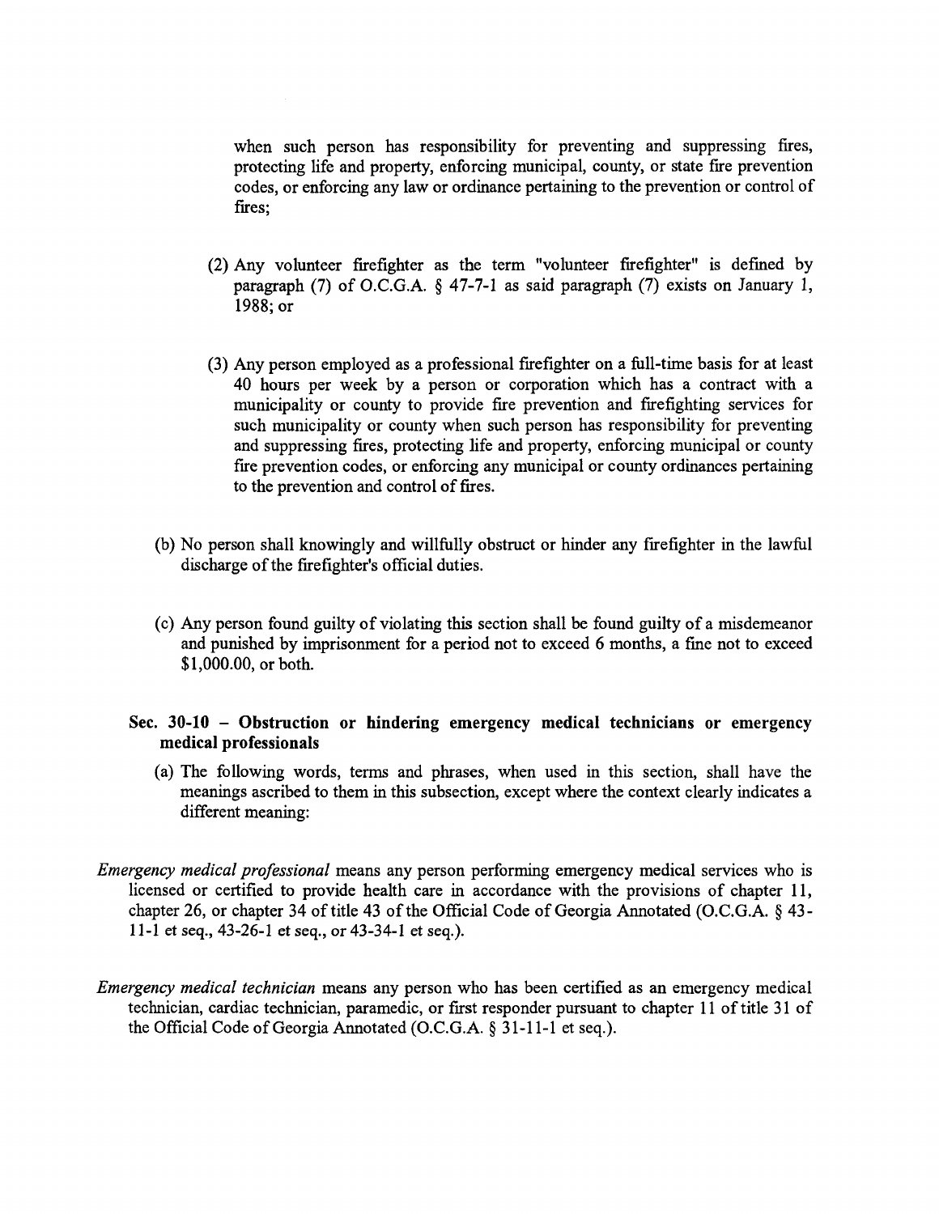when such person has responsibility for preventing and suppressing fires, protecting life and property, enforcing municipal, county, or state fire prevention codes, or enforcing any law or ordinance pertaining to the prevention or control of fires;

(2) Any volunteer firefighter as the term "volunteer firefighter" is defined by paragraph (7) of O.C.G.A. § 47-7-1 as said paragraph (7) exists on January 1, 1988; or

(3) Any person employed as a professional firefighter on a full-time basis for at least 40 hours per week by a person or corporation which has a contract with a municipality or county to provide fire prevention and firefighting services for such municipality or county when such person has responsibility for preventing and suppressing fires, protecting life and property, enforcing municipal or county fire prevention codes, or enforcing any municipal or county ordinances pertaining to the prevention and control of fires.

(b) No person shall knowingly and willfully obstruct or hinder any firefighter in the lawful discharge of the firefighter's official duties.

(c) Any person found guilty of violating this section shall be found guilty of a misdemeanor and punished by imprisonment for a period not to exceed 6 months, a fine not to exceed $1,000.00, or both.

### Sec. 30-10 – Obstruction or hindering emergency medical technicians or emergency medical professionals

(a) The following words, terms and phrases, when used in this section, shall have the meanings ascribed to them in this subsection, except where the context clearly indicates a different meaning:

*Emergency medical professional* means any person performing emergency medical services who is licensed or certified to provide health care in accordance with the provisions of chapter 11, chapter 26, or chapter 34 of title 43 of the Official Code of Georgia Annotated (O.C.G.A. § 43-11-1 et seq., 43-26-1 et seq., or 43-34-1 et seq.).

*Emergency medical technician* means any person who has been certified as an emergency medical technician, cardiac technician, paramedic, or first responder pursuant to chapter 11 of title 31 of the Official Code of Georgia Annotated (O.C.G.A. § 31-11-1 et seq.).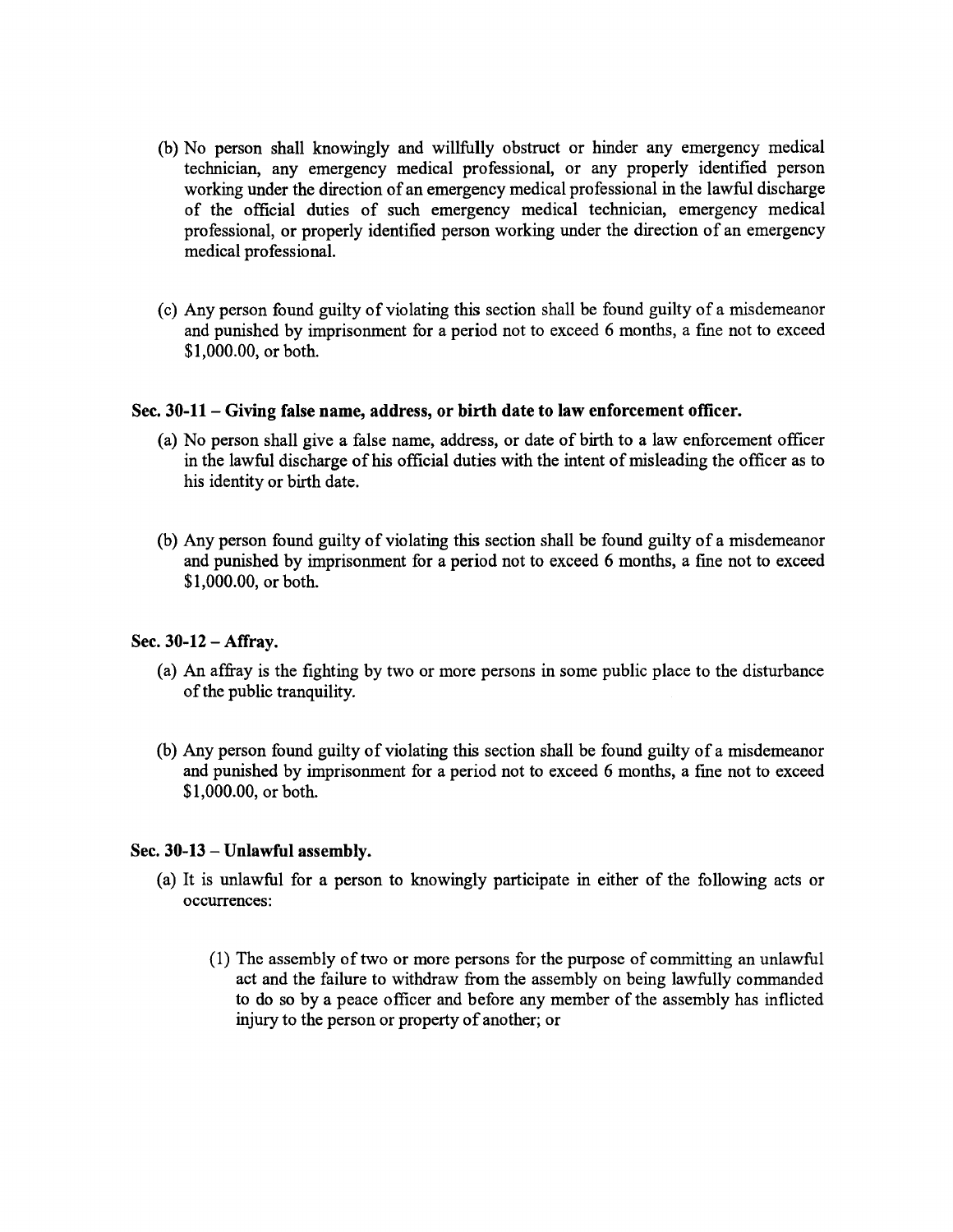(b) No person shall knowingly and willfully obstruct or hinder any emergency medical technician, any emergency medical professional, or any properly identified person working under the direction of an emergency medical professional in the lawful discharge of the official duties of such emergency medical technician, emergency medical professional, or properly identified person working under the direction of an emergency medical professional.

(c) Any person found guilty of violating this section shall be found guilty of a misdemeanor and punished by imprisonment for a period not to exceed 6 months, a fine not to exceed $1,000.00, or both.

**Sec. 30-11 – Giving false name, address, or birth date to law enforcement officer.**

(a) No person shall give a false name, address, or date of birth to a law enforcement officer in the lawful discharge of his official duties with the intent of misleading the officer as to his identity or birth date.

(b) Any person found guilty of violating this section shall be found guilty of a misdemeanor and punished by imprisonment for a period not to exceed 6 months, a fine not to exceed $1,000.00, or both.

**Sec. 30-12 – Affray.**

(a) An affray is the fighting by two or more persons in some public place to the disturbance of the public tranquility.

(b) Any person found guilty of violating this section shall be found guilty of a misdemeanor and punished by imprisonment for a period not to exceed 6 months, a fine not to exceed $1,000.00, or both.

**Sec. 30-13 – Unlawful assembly.**

(a) It is unlawful for a person to knowingly participate in either of the following acts or occurrences:

(1) The assembly of two or more persons for the purpose of committing an unlawful act and the failure to withdraw from the assembly on being lawfully commanded to do so by a peace officer and before any member of the assembly has inflicted injury to the person or property of another; or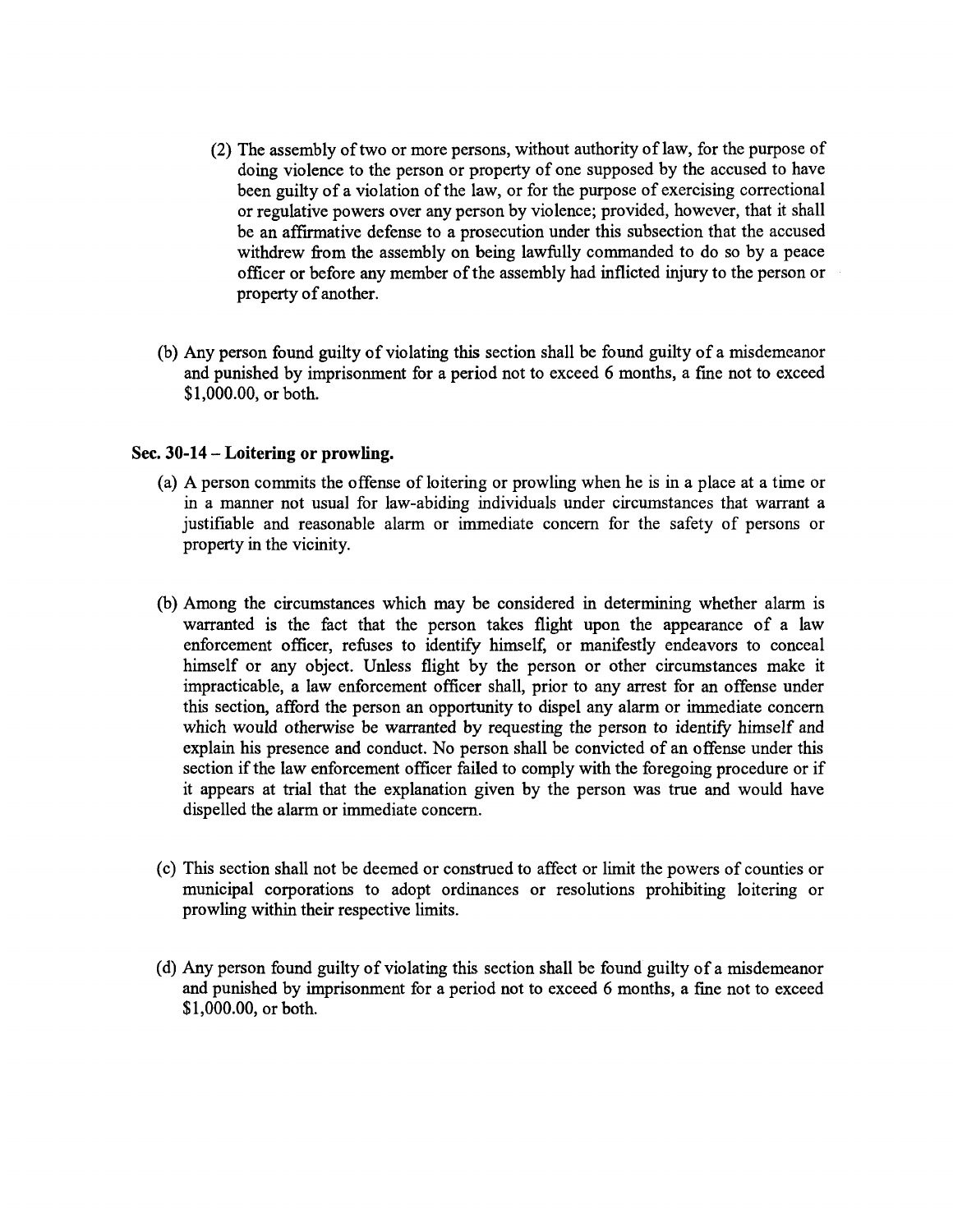(2) The assembly of two or more persons, without authority of law, for the purpose of doing violence to the person or property of one supposed by the accused to have been guilty of a violation of the law, or for the purpose of exercising correctional or regulative powers over any person by violence; provided, however, that it shall be an affirmative defense to a prosecution under this subsection that the accused withdrew from the assembly on being lawfully commanded to do so by a peace officer or before any member of the assembly had inflicted injury to the person or property of another.

(b) Any person found guilty of violating this section shall be found guilty of a misdemeanor and punished by imprisonment for a period not to exceed 6 months, a fine not to exceed $1,000.00, or both.

**Sec. 30-14 – Loitering or prowling.**

(a) A person commits the offense of loitering or prowling when he is in a place at a time or in a manner not usual for law-abiding individuals under circumstances that warrant a justifiable and reasonable alarm or immediate concern for the safety of persons or property in the vicinity.

(b) Among the circumstances which may be considered in determining whether alarm is warranted is the fact that the person takes flight upon the appearance of a law enforcement officer, refuses to identify himself, or manifestly endeavors to conceal himself or any object. Unless flight by the person or other circumstances make it impracticable, a law enforcement officer shall, prior to any arrest for an offense under this section, afford the person an opportunity to dispel any alarm or immediate concern which would otherwise be warranted by requesting the person to identify himself and explain his presence and conduct. No person shall be convicted of an offense under this section if the law enforcement officer failed to comply with the foregoing procedure or if it appears at trial that the explanation given by the person was true and would have dispelled the alarm or immediate concern.

(c) This section shall not be deemed or construed to affect or limit the powers of counties or municipal corporations to adopt ordinances or resolutions prohibiting loitering or prowling within their respective limits.

(d) Any person found guilty of violating this section shall be found guilty of a misdemeanor and punished by imprisonment for a period not to exceed 6 months, a fine not to exceed $1,000.00, or both.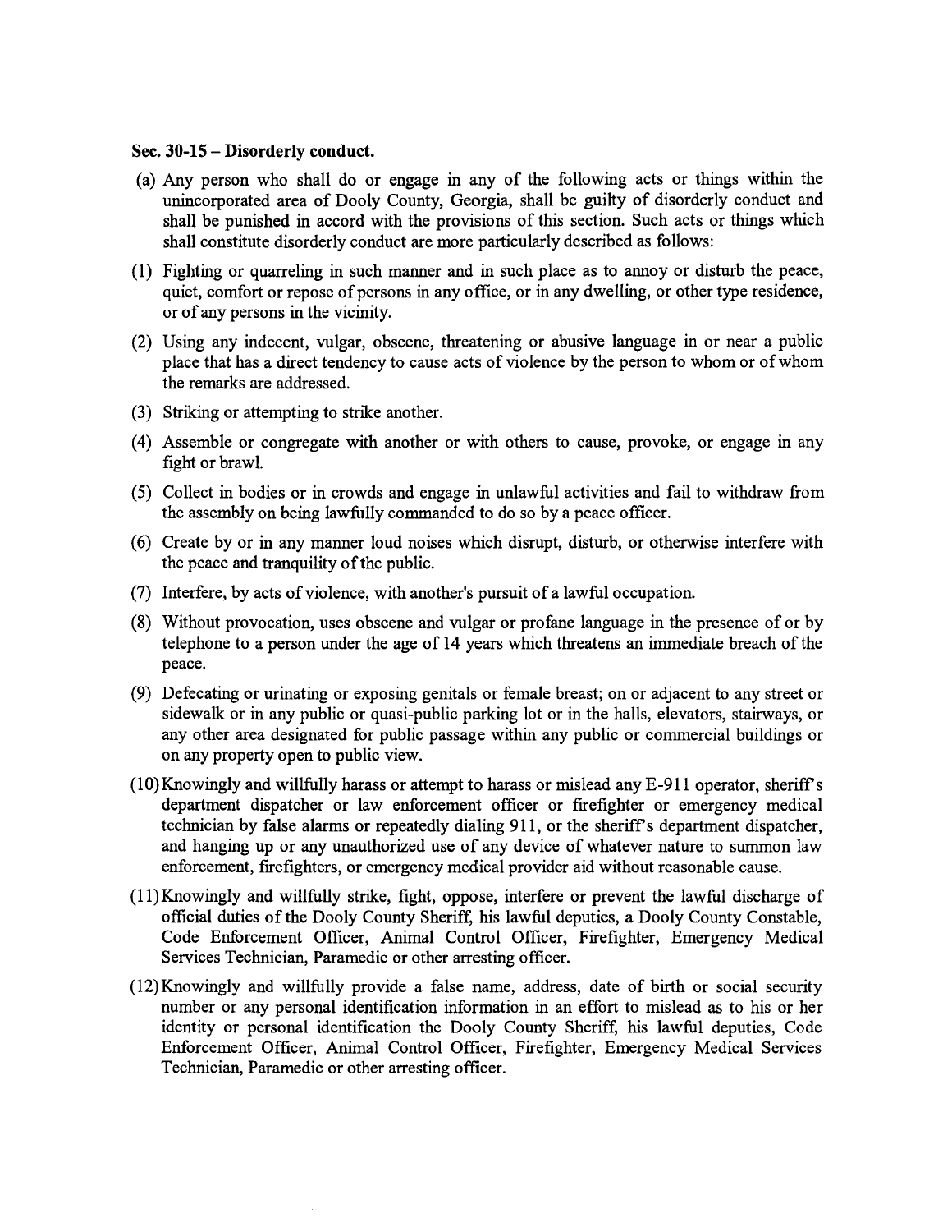**Sec. 30-15 – Disorderly conduct.**

(a) Any person who shall do or engage in any of the following acts or things within the unincorporated area of Dooly County, Georgia, shall be guilty of disorderly conduct and shall be punished in accord with the provisions of this section. Such acts or things which shall constitute disorderly conduct are more particularly described as follows:

(1) Fighting or quarreling in such manner and in such place as to annoy or disturb the peace, quiet, comfort or repose of persons in any office, or in any dwelling, or other type residence, or of any persons in the vicinity.

(2) Using any indecent, vulgar, obscene, threatening or abusive language in or near a public place that has a direct tendency to cause acts of violence by the person to whom or of whom the remarks are addressed.

(3) Striking or attempting to strike another.

(4) Assemble or congregate with another or with others to cause, provoke, or engage in any fight or brawl.

(5) Collect in bodies or in crowds and engage in unlawful activities and fail to withdraw from the assembly on being lawfully commanded to do so by a peace officer.

(6) Create by or in any manner loud noises which disrupt, disturb, or otherwise interfere with the peace and tranquility of the public.

(7) Interfere, by acts of violence, with another's pursuit of a lawful occupation.

(8) Without provocation, uses obscene and vulgar or profane language in the presence of or by telephone to a person under the age of 14 years which threatens an immediate breach of the peace.

(9) Defecating or urinating or exposing genitals or female breast; on or adjacent to any street or sidewalk or in any public or quasi-public parking lot or in the halls, elevators, stairways, or any other area designated for public passage within any public or commercial buildings or on any property open to public view.

(10) Knowingly and willfully harass or attempt to harass or mislead any E-911 operator, sheriff's department dispatcher or law enforcement officer or firefighter or emergency medical technician by false alarms or repeatedly dialing 911, or the sheriff's department dispatcher, and hanging up or any unauthorized use of any device of whatever nature to summon law enforcement, firefighters, or emergency medical provider aid without reasonable cause.

(11) Knowingly and willfully strike, fight, oppose, interfere or prevent the lawful discharge of official duties of the Dooly County Sheriff, his lawful deputies, a Dooly County Constable, Code Enforcement Officer, Animal Control Officer, Firefighter, Emergency Medical Services Technician, Paramedic or other arresting officer.

(12) Knowingly and willfully provide a false name, address, date of birth or social security number or any personal identification information in an effort to mislead as to his or her identity or personal identification the Dooly County Sheriff, his lawful deputies, Code Enforcement Officer, Animal Control Officer, Firefighter, Emergency Medical Services Technician, Paramedic or other arresting officer.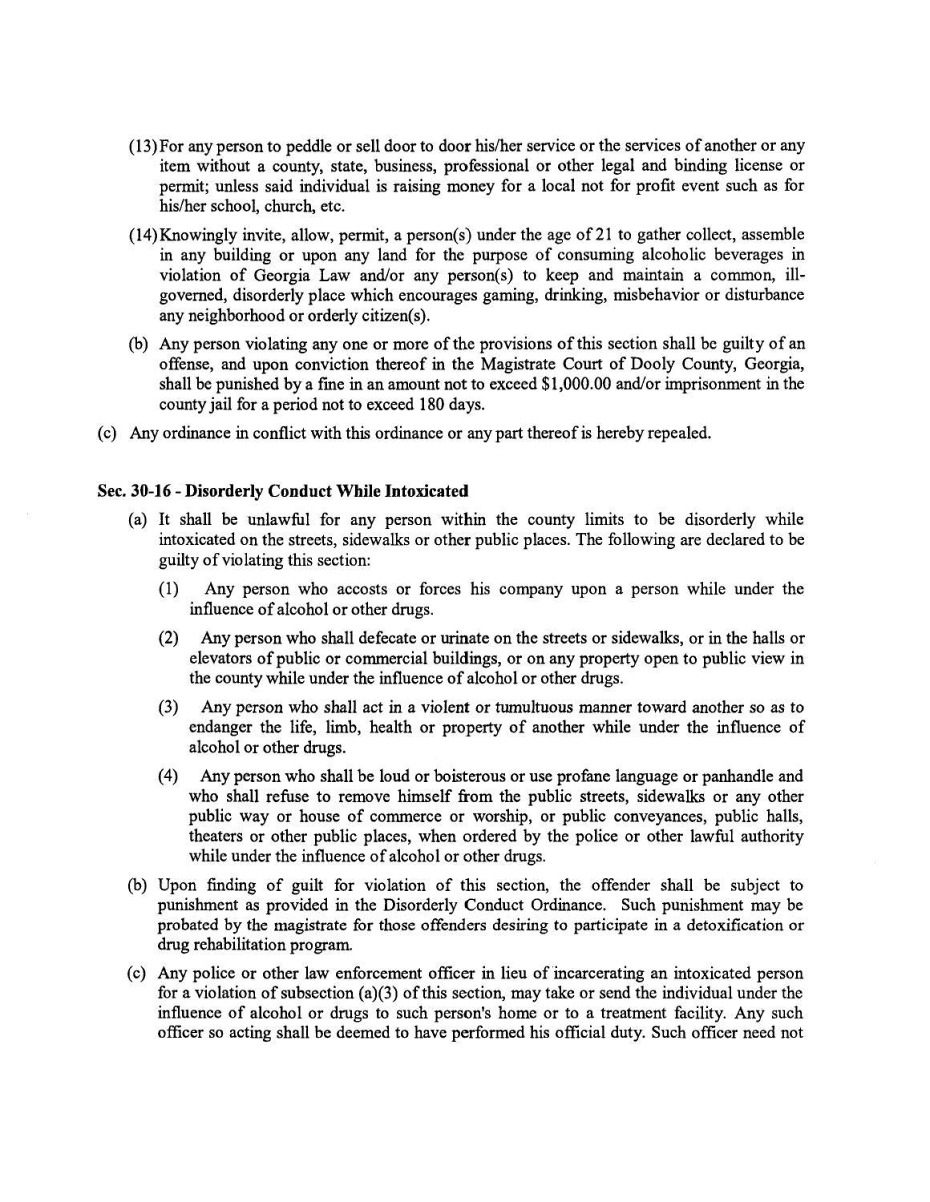(13) For any person to peddle or sell door to door his/her service or the services of another or any item without a county, state, business, professional or other legal and binding license or permit; unless said individual is raising money for a local not for profit event such as for his/her school, church, etc.

(14) Knowingly invite, allow, permit, a person(s) under the age of 21 to gather collect, assemble in any building or upon any land for the purpose of consuming alcoholic beverages in violation of Georgia Law and/or any person(s) to keep and maintain a common, ill-governed, disorderly place which encourages gaming, drinking, misbehavior or disturbance any neighborhood or orderly citizen(s).

(b) Any person violating any one or more of the provisions of this section shall be guilty of an offense, and upon conviction thereof in the Magistrate Court of Dooly County, Georgia, shall be punished by a fine in an amount not to exceed $1,000.00 and/or imprisonment in the county jail for a period not to exceed 180 days.

(c) Any ordinance in conflict with this ordinance or any part thereof is hereby repealed.

### Sec. 30-16 - Disorderly Conduct While Intoxicated

(a) It shall be unlawful for any person within the county limits to be disorderly while intoxicated on the streets, sidewalks or other public places. The following are declared to be guilty of violating this section:

(1) Any person who accosts or forces his company upon a person while under the influence of alcohol or other drugs.

(2) Any person who shall defecate or urinate on the streets or sidewalks, or in the halls or elevators of public or commercial buildings, or on any property open to public view in the county while under the influence of alcohol or other drugs.

(3) Any person who shall act in a violent or tumultuous manner toward another so as to endanger the life, limb, health or property of another while under the influence of alcohol or other drugs.

(4) Any person who shall be loud or boisterous or use profane language or panhandle and who shall refuse to remove himself from the public streets, sidewalks or any other public way or house of commerce or worship, or public conveyances, public halls, theaters or other public places, when ordered by the police or other lawful authority while under the influence of alcohol or other drugs.

(b) Upon finding of guilt for violation of this section, the offender shall be subject to punishment as provided in the Disorderly Conduct Ordinance. Such punishment may be probated by the magistrate for those offenders desiring to participate in a detoxification or drug rehabilitation program.

(c) Any police or other law enforcement officer in lieu of incarcerating an intoxicated person for a violation of subsection (a)(3) of this section, may take or send the individual under the influence of alcohol or drugs to such person's home or to a treatment facility. Any such officer so acting shall be deemed to have performed his official duty. Such officer need not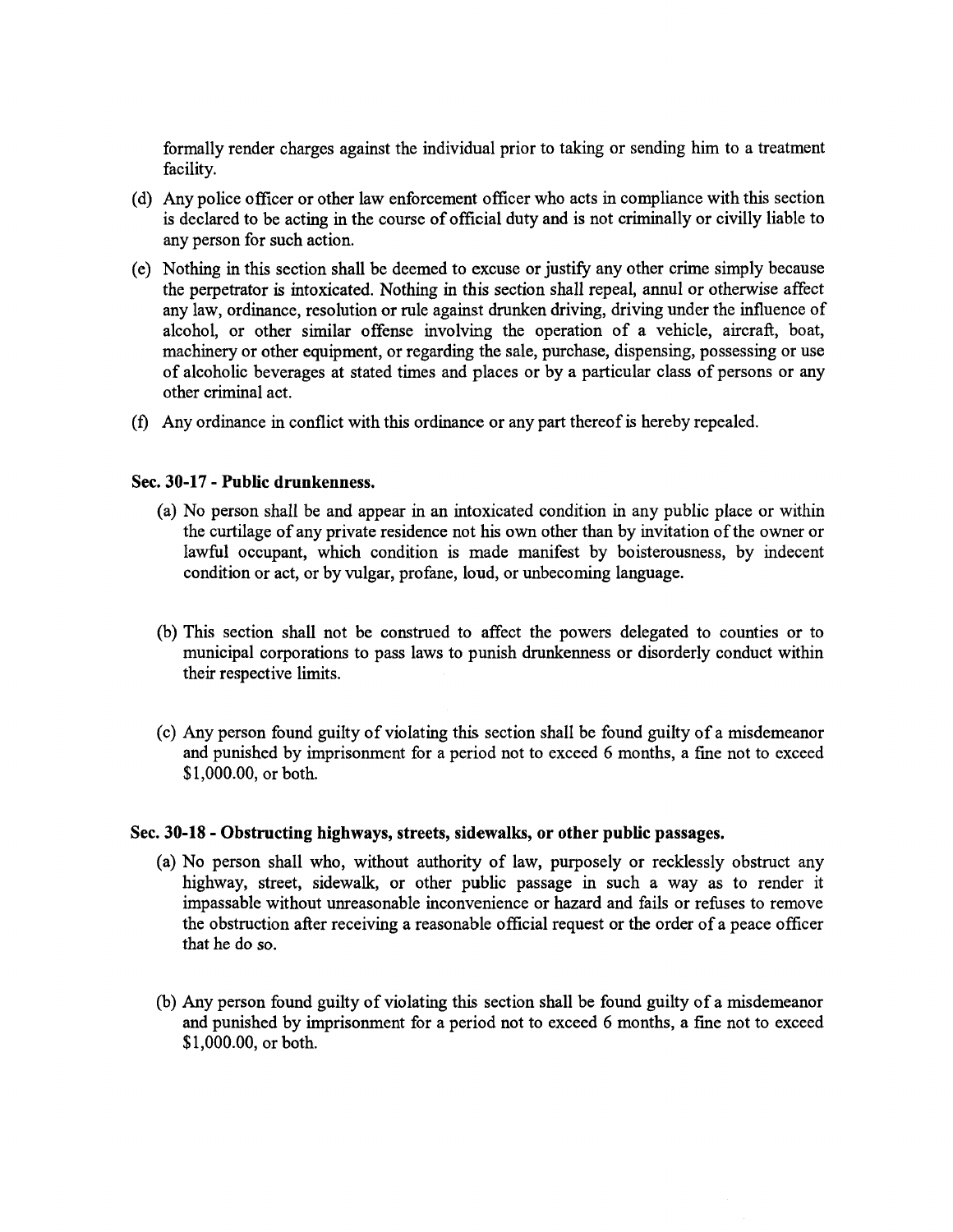formally render charges against the individual prior to taking or sending him to a treatment facility.

(d) Any police officer or other law enforcement officer who acts in compliance with this section is declared to be acting in the course of official duty and is not criminally or civilly liable to any person for such action.

(e) Nothing in this section shall be deemed to excuse or justify any other crime simply because the perpetrator is intoxicated. Nothing in this section shall repeal, annul or otherwise affect any law, ordinance, resolution or rule against drunken driving, driving under the influence of alcohol, or other similar offense involving the operation of a vehicle, aircraft, boat, machinery or other equipment, or regarding the sale, purchase, dispensing, possessing or use of alcoholic beverages at stated times and places or by a particular class of persons or any other criminal act.

(f) Any ordinance in conflict with this ordinance or any part thereof is hereby repealed.

**Sec. 30-17 - Public drunkenness.**

(a) No person shall be and appear in an intoxicated condition in any public place or within the curtilage of any private residence not his own other than by invitation of the owner or lawful occupant, which condition is made manifest by boisterousness, by indecent condition or act, or by vulgar, profane, loud, or unbecoming language.

(b) This section shall not be construed to affect the powers delegated to counties or to municipal corporations to pass laws to punish drunkenness or disorderly conduct within their respective limits.

(c) Any person found guilty of violating this section shall be found guilty of a misdemeanor and punished by imprisonment for a period not to exceed 6 months, a fine not to exceed $1,000.00, or both.

**Sec. 30-18 - Obstructing highways, streets, sidewalks, or other public passages.**

(a) No person shall who, without authority of law, purposely or recklessly obstruct any highway, street, sidewalk, or other public passage in such a way as to render it impassable without unreasonable inconvenience or hazard and fails or refuses to remove the obstruction after receiving a reasonable official request or the order of a peace officer that he do so.

(b) Any person found guilty of violating this section shall be found guilty of a misdemeanor and punished by imprisonment for a period not to exceed 6 months, a fine not to exceed $1,000.00, or both.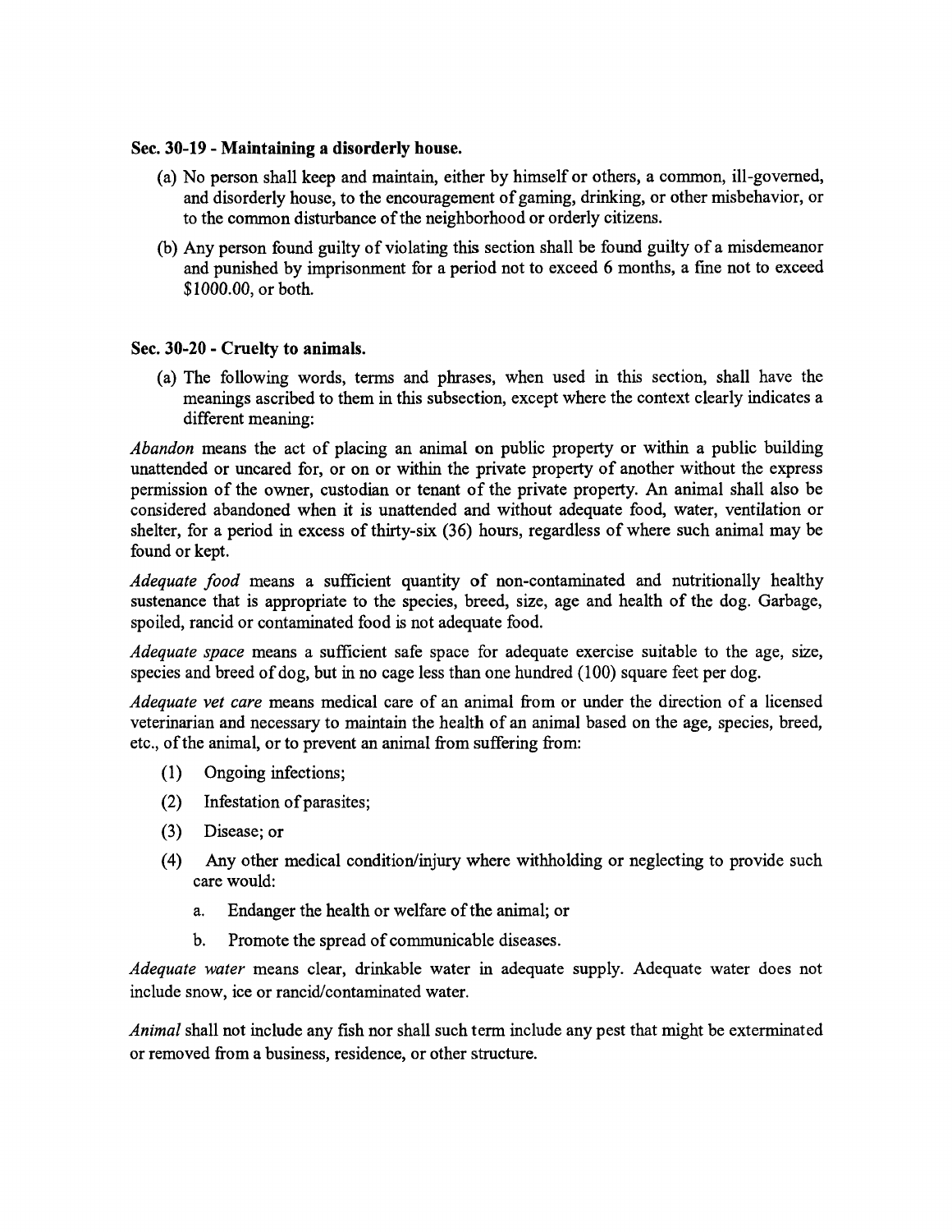### Sec. 30-19 - Maintaining a disorderly house.

(a) No person shall keep and maintain, either by himself or others, a common, ill-governed, and disorderly house, to the encouragement of gaming, drinking, or other misbehavior, or to the common disturbance of the neighborhood or orderly citizens.

(b) Any person found guilty of violating this section shall be found guilty of a misdemeanor and punished by imprisonment for a period not to exceed 6 months, a fine not to exceed $1000.00, or both.

### Sec. 30-20 - Cruelty to animals.

(a) The following words, terms and phrases, when used in this section, shall have the meanings ascribed to them in this subsection, except where the context clearly indicates a different meaning:

*Abandon* means the act of placing an animal on public property or within a public building unattended or uncared for, or on or within the private property of another without the express permission of the owner, custodian or tenant of the private property. An animal shall also be considered abandoned when it is unattended and without adequate food, water, ventilation or shelter, for a period in excess of thirty-six (36) hours, regardless of where such animal may be found or kept.

*Adequate food* means a sufficient quantity of non-contaminated and nutritionally healthy sustenance that is appropriate to the species, breed, size, age and health of the dog. Garbage, spoiled, rancid or contaminated food is not adequate food.

*Adequate space* means a sufficient safe space for adequate exercise suitable to the age, size, species and breed of dog, but in no cage less than one hundred (100) square feet per dog.

*Adequate vet care* means medical care of an animal from or under the direction of a licensed veterinarian and necessary to maintain the health of an animal based on the age, species, breed, etc., of the animal, or to prevent an animal from suffering from:

(1) Ongoing infections;

(2) Infestation of parasites;

(3) Disease; or

(4) Any other medical condition/injury where withholding or neglecting to provide such care would:

   a. Endanger the health or welfare of the animal; or

   b. Promote the spread of communicable diseases.

*Adequate water* means clear, drinkable water in adequate supply. Adequate water does not include snow, ice or rancid/contaminated water.

*Animal* shall not include any fish nor shall such term include any pest that might be exterminated or removed from a business, residence, or other structure.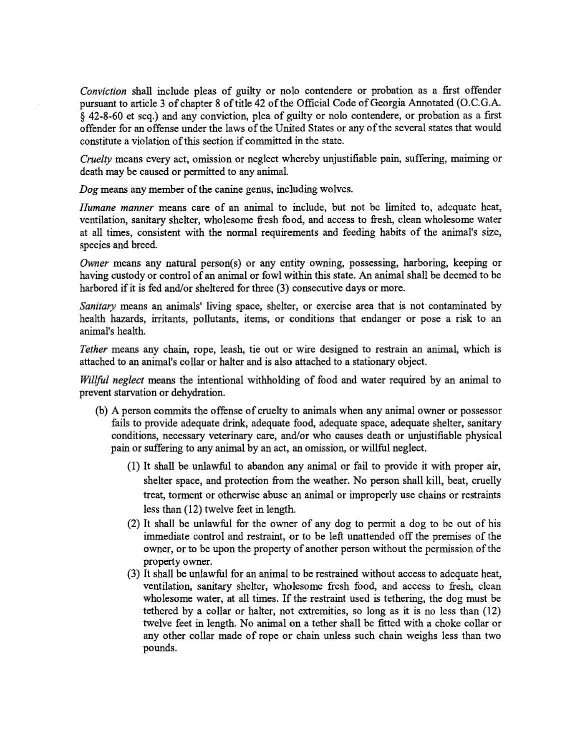*Conviction* shall include pleas of guilty or nolo contendere or probation as a first offender pursuant to article 3 of chapter 8 of title 42 of the Official Code of Georgia Annotated (O.C.G.A. § 42-8-60 et seq.) and any conviction, plea of guilty or nolo contendere, or probation as a first offender for an offense under the laws of the United States or any of the several states that would constitute a violation of this section if committed in the state.

*Cruelty* means every act, omission or neglect whereby unjustifiable pain, suffering, maiming or death may be caused or permitted to any animal.

*Dog* means any member of the canine genus, including wolves.

*Humane manner* means care of an animal to include, but not be limited to, adequate heat, ventilation, sanitary shelter, wholesome fresh food, and access to fresh, clean wholesome water at all times, consistent with the normal requirements and feeding habits of the animal's size, species and breed.

*Owner* means any natural person(s) or any entity owning, possessing, harboring, keeping or having custody or control of an animal or fowl within this state. An animal shall be deemed to be harbored if it is fed and/or sheltered for three (3) consecutive days or more.

*Sanitary* means an animals' living space, shelter, or exercise area that is not contaminated by health hazards, irritants, pollutants, items, or conditions that endanger or pose a risk to an animal's health.

*Tether* means any chain, rope, leash, tie out or wire designed to restrain an animal, which is attached to an animal's collar or halter and is also attached to a stationary object.

*Willful neglect* means the intentional withholding of food and water required by an animal to prevent starvation or dehydration.

(b) A person commits the offense of cruelty to animals when any animal owner or possessor fails to provide adequate drink, adequate food, adequate space, adequate shelter, sanitary conditions, necessary veterinary care, and/or who causes death or unjustifiable physical pain or suffering to any animal by an act, an omission, or willful neglect.

  (1) It shall be unlawful to abandon any animal or fail to provide it with proper air, shelter space, and protection from the weather. No person shall kill, beat, cruelly treat, torment or otherwise abuse an animal or improperly use chains or restraints less than (12) twelve feet in length.

  (2) It shall be unlawful for the owner of any dog to permit a dog to be out of his immediate control and restraint, or to be left unattended off the premises of the owner, or to be upon the property of another person without the permission of the property owner.

  (3) It shall be unlawful for an animal to be restrained without access to adequate heat, ventilation, sanitary shelter, wholesome fresh food, and access to fresh, clean wholesome water, at all times. If the restraint used is tethering, the dog must be tethered by a collar or halter, not extremities, so long as it is no less than (12) twelve feet in length. No animal on a tether shall be fitted with a choke collar or any other collar made of rope or chain unless such chain weighs less than two pounds.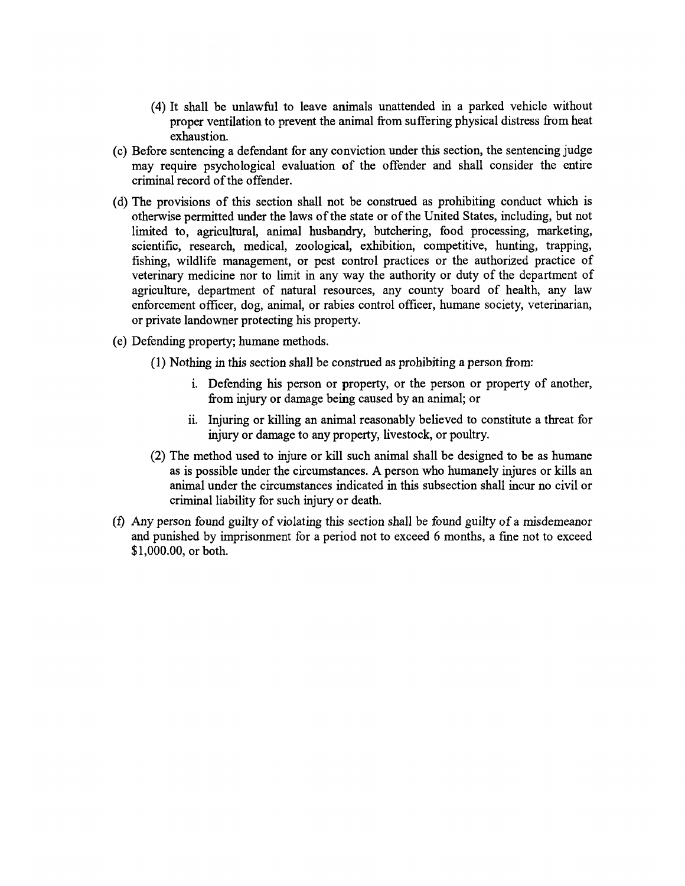(4) It shall be unlawful to leave animals unattended in a parked vehicle without proper ventilation to prevent the animal from suffering physical distress from heat exhaustion.

(c) Before sentencing a defendant for any conviction under this section, the sentencing judge may require psychological evaluation of the offender and shall consider the entire criminal record of the offender.

(d) The provisions of this section shall not be construed as prohibiting conduct which is otherwise permitted under the laws of the state or of the United States, including, but not limited to, agricultural, animal husbandry, butchering, food processing, marketing, scientific, research, medical, zoological, exhibition, competitive, hunting, trapping, fishing, wildlife management, or pest control practices or the authorized practice of veterinary medicine nor to limit in any way the authority or duty of the department of agriculture, department of natural resources, any county board of health, any law enforcement officer, dog, animal, or rabies control officer, humane society, veterinarian, or private landowner protecting his property.

(e) Defending property; humane methods.

(1) Nothing in this section shall be construed as prohibiting a person from:

i. Defending his person or property, or the person or property of another, from injury or damage being caused by an animal; or

ii. Injuring or killing an animal reasonably believed to constitute a threat for injury or damage to any property, livestock, or poultry.

(2) The method used to injure or kill such animal shall be designed to be as humane as is possible under the circumstances. A person who humanely injures or kills an animal under the circumstances indicated in this subsection shall incur no civil or criminal liability for such injury or death.

(f) Any person found guilty of violating this section shall be found guilty of a misdemeanor and punished by imprisonment for a period not to exceed 6 months, a fine not to exceed $1,000.00, or both.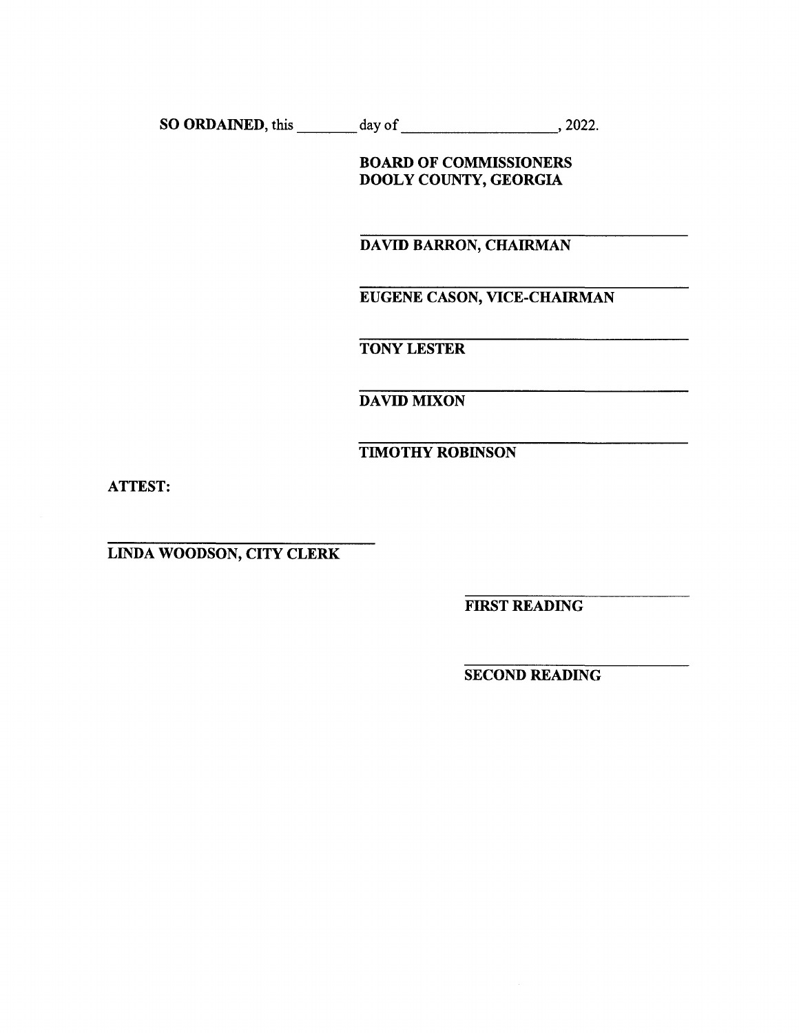**SO ORDAINED**, this ________ day of ____________________, 2022.

**BOARD OF COMMISSIONERS**
**DOOLY COUNTY, GEORGIA**

______________________________
**DAVID BARRON, CHAIRMAN**

______________________________
**EUGENE CASON, VICE-CHAIRMAN**

______________________________
**TONY LESTER**

______________________________
**DAVID MIXON**

______________________________
**TIMOTHY ROBINSON**

**ATTEST:**

______________________________
**LINDA WOODSON, CITY CLERK**

______________________________
**FIRST READING**

______________________________
**SECOND READING**